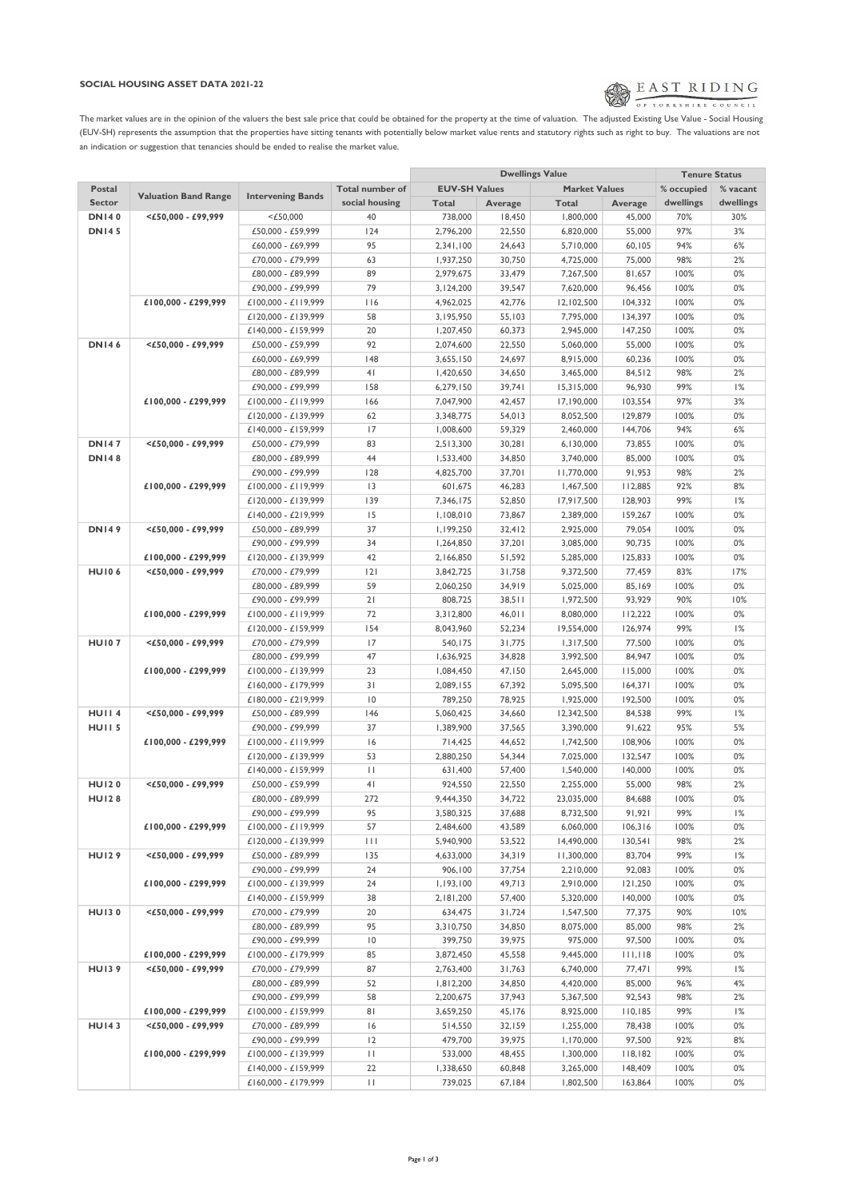**SOCIAL HOUSING ASSET DATA 2021-22**

EAST RIDING OF YORKSHIRE COUNCIL

The market values are in the opinion of the valuers the best sale price that could be obtained for the property at the time of valuation. The adjusted Existing Use Value - Social Housing (EUV-SH) represents the assumption that the properties have sitting tenants with potentially below market value rents and statutory rights such as right to buy. The valuations are not an indication or suggestion that tenancies should be ended to realise the market value.

| Postal Sector | Valuation Band Range | Intervening Bands | Total number of social housing | Dwellings Value | | | | Tenure Status | |
|---|---|---|---|---|---|---|---|---|---|
| | | | | EUV-SH Values | | Market Values | | % occupied dwellings | % vacant dwellings |
| | | | | Total | Average | Total | Average | | |
| DN14 0 | <£50,000 - £99,999 | <£50,000 | 40 | 738,000 | 18,450 | 1,800,000 | 45,000 | 70% | 30% |
| DN14 5 | | £50,000 - £59,999 | 124 | 2,796,200 | 22,550 | 6,820,000 | 55,000 | 97% | 3% |
| | | £60,000 - £69,999 | 95 | 2,341,100 | 24,643 | 5,710,000 | 60,105 | 94% | 6% |
| | | £70,000 - £79,999 | 63 | 1,937,250 | 30,750 | 4,725,000 | 75,000 | 98% | 2% |
| | | £80,000 - £89,999 | 89 | 2,979,675 | 33,479 | 7,267,500 | 81,657 | 100% | 0% |
| | | £90,000 - £99,999 | 79 | 3,124,200 | 39,547 | 7,620,000 | 96,456 | 100% | 0% |
| | £100,000 - £299,999 | £100,000 - £119,999 | 116 | 4,962,025 | 42,776 | 12,102,500 | 104,332 | 100% | 0% |
| | | £120,000 - £139,999 | 58 | 3,195,950 | 55,103 | 7,795,000 | 134,397 | 100% | 0% |
| | | £140,000 - £159,999 | 20 | 1,207,450 | 60,373 | 2,945,000 | 147,250 | 100% | 0% |
| DN14 6 | <£50,000 - £99,999 | £50,000 - £59,999 | 92 | 2,074,600 | 22,550 | 5,060,000 | 55,000 | 100% | 0% |
| | | £60,000 - £69,999 | 148 | 3,655,150 | 24,697 | 8,915,000 | 60,236 | 100% | 0% |
| | | £80,000 - £89,999 | 41 | 1,420,650 | 34,650 | 3,465,000 | 84,512 | 98% | 2% |
| | | £90,000 - £99,999 | 158 | 6,279,150 | 39,741 | 15,315,000 | 96,930 | 99% | 1% |
| | £100,000 - £299,999 | £100,000 - £119,999 | 166 | 7,047,900 | 42,457 | 17,190,000 | 103,554 | 97% | 3% |
| | | £120,000 - £139,999 | 62 | 3,348,775 | 54,013 | 8,052,500 | 129,879 | 100% | 0% |
| | | £140,000 - £159,999 | 17 | 1,008,600 | 59,329 | 2,460,000 | 144,706 | 94% | 6% |
| DN14 7 | <£50,000 - £99,999 | £50,000 - £79,999 | 83 | 2,513,300 | 30,281 | 6,130,000 | 73,855 | 100% | 0% |
| DN14 8 | | £80,000 - £89,999 | 44 | 1,533,400 | 34,850 | 3,740,000 | 85,000 | 100% | 0% |
| | | £90,000 - £99,999 | 128 | 4,825,700 | 37,701 | 11,770,000 | 91,953 | 98% | 2% |
| | £100,000 - £299,999 | £100,000 - £119,999 | 13 | 601,675 | 46,283 | 1,467,500 | 112,885 | 92% | 8% |
| | | £120,000 - £139,999 | 139 | 7,346,175 | 52,850 | 17,917,500 | 128,903 | 99% | 1% |
| | | £140,000 - £219,999 | 15 | 1,108,010 | 73,867 | 2,389,000 | 159,267 | 100% | 0% |
| DN14 9 | <£50,000 - £99,999 | £50,000 - £89,999 | 37 | 1,199,250 | 32,412 | 2,925,000 | 79,054 | 100% | 0% |
| | | £90,000 - £99,999 | 34 | 1,264,850 | 37,201 | 3,085,000 | 90,735 | 100% | 0% |
| | £100,000 - £299,999 | £120,000 - £139,999 | 42 | 2,166,850 | 51,592 | 5,285,000 | 125,833 | 100% | 0% |
| HU10 6 | <£50,000 - £99,999 | £70,000 - £79,999 | 121 | 3,842,725 | 31,758 | 9,372,500 | 77,459 | 83% | 17% |
| | | £80,000 - £89,999 | 59 | 2,060,250 | 34,919 | 5,025,000 | 85,169 | 100% | 0% |
| | | £90,000 - £99,999 | 21 | 808,725 | 38,511 | 1,972,500 | 93,929 | 90% | 10% |
| | £100,000 - £299,999 | £100,000 - £119,999 | 72 | 3,312,800 | 46,011 | 8,080,000 | 112,222 | 100% | 0% |
| | | £120,000 - £159,999 | 154 | 8,043,960 | 52,234 | 19,554,000 | 126,974 | 99% | 1% |
| HU10 7 | <£50,000 - £99,999 | £70,000 - £79,999 | 17 | 540,175 | 31,775 | 1,317,500 | 77,500 | 100% | 0% |
| | | £80,000 - £99,999 | 47 | 1,636,925 | 34,828 | 3,992,500 | 84,947 | 100% | 0% |
| | £100,000 - £299,999 | £100,000 - £139,999 | 23 | 1,084,450 | 47,150 | 2,645,000 | 115,000 | 100% | 0% |
| | | £160,000 - £179,999 | 31 | 2,089,155 | 67,392 | 5,095,500 | 164,371 | 100% | 0% |
| | | £180,000 - £219,999 | 10 | 789,250 | 78,925 | 1,925,000 | 192,500 | 100% | 0% |
| HU11 4 | <£50,000 - £99,999 | £50,000 - £89,999 | 146 | 5,060,425 | 34,660 | 12,342,500 | 84,538 | 99% | 1% |
| HU11 5 | | £90,000 - £99,999 | 37 | 1,389,900 | 37,565 | 3,390,000 | 91,622 | 95% | 5% |
| | £100,000 - £299,999 | £100,000 - £119,999 | 16 | 714,425 | 44,652 | 1,742,500 | 108,906 | 100% | 0% |
| | | £120,000 - £139,999 | 53 | 2,880,250 | 54,344 | 7,025,000 | 132,547 | 100% | 0% |
| | | £140,000 - £159,999 | 11 | 631,400 | 57,400 | 1,540,000 | 140,000 | 100% | 0% |
| HU12 0 | <£50,000 - £99,999 | £50,000 - £59,999 | 41 | 924,550 | 22,550 | 2,255,000 | 55,000 | 98% | 2% |
| HU12 8 | | £80,000 - £89,999 | 272 | 9,444,350 | 34,722 | 23,035,000 | 84,688 | 100% | 0% |
| | | £90,000 - £99,999 | 95 | 3,580,325 | 37,688 | 8,732,500 | 91,921 | 99% | 1% |
| | £100,000 - £299,999 | £100,000 - £119,999 | 57 | 2,484,600 | 43,589 | 6,060,000 | 106,316 | 100% | 0% |
| | | £120,000 - £139,999 | 111 | 5,940,900 | 53,522 | 14,490,000 | 130,541 | 98% | 2% |
| HU12 9 | <£50,000 - £99,999 | £50,000 - £89,999 | 135 | 4,633,000 | 34,319 | 11,300,000 | 83,704 | 99% | 1% |
| | | £90,000 - £99,999 | 24 | 906,100 | 37,754 | 2,210,000 | 92,083 | 100% | 0% |
| | £100,000 - £299,999 | £100,000 - £139,999 | 24 | 1,193,100 | 49,713 | 2,910,000 | 121,250 | 100% | 0% |
| | | £140,000 - £159,999 | 38 | 2,181,200 | 57,400 | 5,320,000 | 140,000 | 100% | 0% |
| HU13 0 | <£50,000 - £99,999 | £70,000 - £79,999 | 20 | 634,475 | 31,724 | 1,547,500 | 77,375 | 90% | 10% |
| | | £80,000 - £89,999 | 95 | 3,310,750 | 34,850 | 8,075,000 | 85,000 | 98% | 2% |
| | | £90,000 - £99,999 | 10 | 399,750 | 39,975 | 975,000 | 97,500 | 100% | 0% |
| | £100,000 - £299,999 | £100,000 - £179,999 | 85 | 3,872,450 | 45,558 | 9,445,000 | 111,118 | 100% | 0% |
| HU13 9 | <£50,000 - £99,999 | £70,000 - £79,999 | 87 | 2,763,400 | 31,763 | 6,740,000 | 77,471 | 99% | 1% |
| | | £80,000 - £89,999 | 52 | 1,812,200 | 34,850 | 4,420,000 | 85,000 | 96% | 4% |
| | | £90,000 - £99,999 | 58 | 2,200,675 | 37,943 | 5,367,500 | 92,543 | 98% | 2% |
| | £100,000 - £299,999 | £100,000 - £159,999 | 81 | 3,659,250 | 45,176 | 8,925,000 | 110,185 | 99% | 1% |
| HU14 3 | <£50,000 - £99,999 | £70,000 - £89,999 | 16 | 514,550 | 32,159 | 1,255,000 | 78,438 | 100% | 0% |
| | | £90,000 - £99,999 | 12 | 479,700 | 39,975 | 1,170,000 | 97,500 | 92% | 8% |
| | £100,000 - £299,999 | £100,000 - £139,999 | 11 | 533,000 | 48,455 | 1,300,000 | 118,182 | 100% | 0% |
| | | £140,000 - £159,999 | 22 | 1,338,650 | 60,848 | 3,265,000 | 148,409 | 100% | 0% |
| | | £160,000 - £179,999 | 11 | 739,025 | 67,184 | 1,802,500 | 163,864 | 100% | 0% |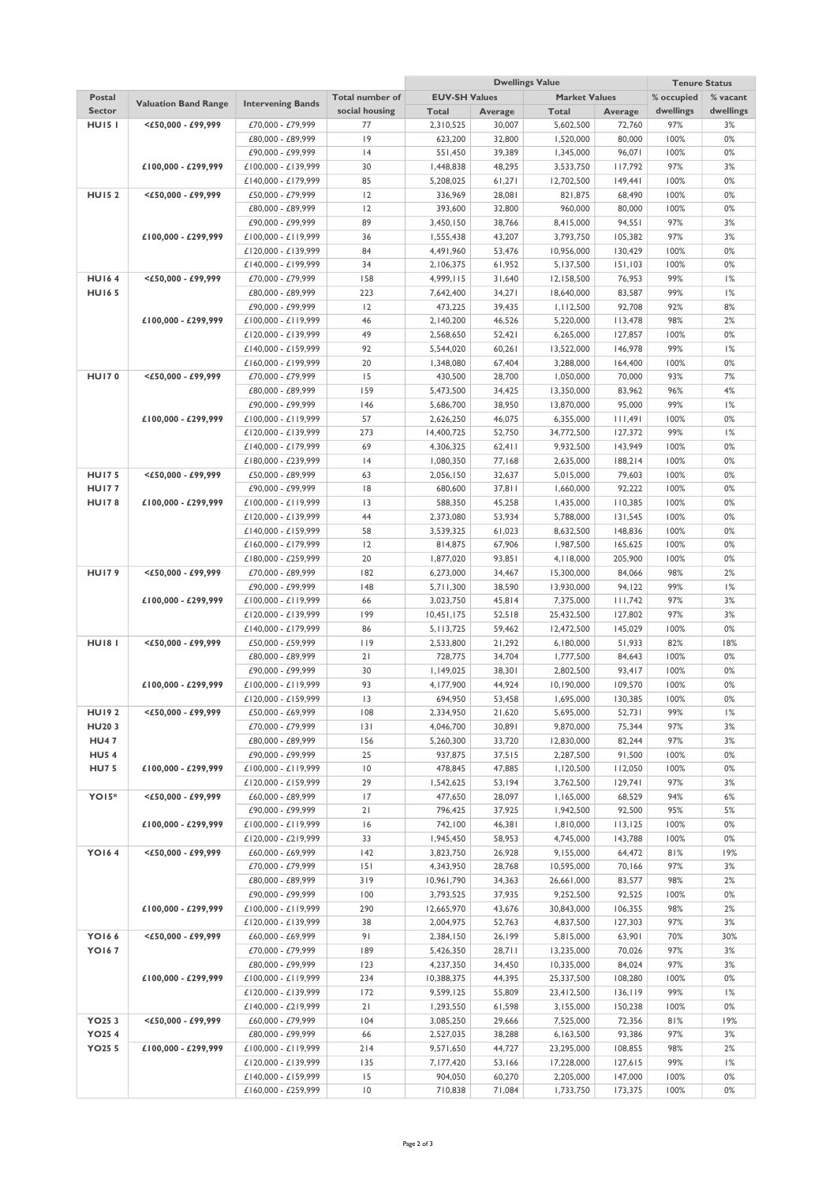| Postal Sector | Valuation Band Range | Intervening Bands | Total number of social housing | Dwellings Value | | | | Tenure Status | |
|---|---|---|---|---|---|---|---|---|---|
| | | | | EUV-SH Values | | Market Values | | % occupied dwellings | % vacant dwellings |
| | | | | Total | Average | Total | Average | | |
| HU15 1 | <£50,000 - £99,999 | £70,000 - £79,999 | 77 | 2,310,525 | 30,007 | 5,602,500 | 72,760 | 97% | 3% |
| | | £80,000 - £89,999 | 19 | 623,200 | 32,800 | 1,520,000 | 80,000 | 100% | 0% |
| | | £90,000 - £99,999 | 14 | 551,450 | 39,389 | 1,345,000 | 96,071 | 100% | 0% |
| | £100,000 - £299,999 | £100,000 - £139,999 | 30 | 1,448,838 | 48,295 | 3,533,750 | 117,792 | 97% | 3% |
| | | £140,000 - £179,999 | 85 | 5,208,025 | 61,271 | 12,702,500 | 149,441 | 100% | 0% |
| HU15 2 | <£50,000 - £99,999 | £50,000 - £79,999 | 12 | 336,969 | 28,081 | 821,875 | 68,490 | 100% | 0% |
| | | £80,000 - £89,999 | 12 | 393,600 | 32,800 | 960,000 | 80,000 | 100% | 0% |
| | | £90,000 - £99,999 | 89 | 3,450,150 | 38,766 | 8,415,000 | 94,551 | 97% | 3% |
| | £100,000 - £299,999 | £100,000 - £119,999 | 36 | 1,555,438 | 43,207 | 3,793,750 | 105,382 | 97% | 3% |
| | | £120,000 - £139,999 | 84 | 4,491,960 | 53,476 | 10,956,000 | 130,429 | 100% | 0% |
| | | £140,000 - £199,999 | 34 | 2,106,375 | 61,952 | 5,137,500 | 151,103 | 100% | 0% |
| HU16 4 | <£50,000 - £99,999 | £70,000 - £79,999 | 158 | 4,999,115 | 31,640 | 12,158,500 | 76,953 | 99% | 1% |
| HU16 5 | | £80,000 - £89,999 | 223 | 7,642,400 | 34,271 | 18,640,000 | 83,587 | 99% | 1% |
| | | £90,000 - £99,999 | 12 | 473,225 | 39,435 | 1,112,500 | 92,708 | 92% | 8% |
| | £100,000 - £299,999 | £100,000 - £119,999 | 46 | 2,140,200 | 46,526 | 5,220,000 | 113,478 | 98% | 2% |
| | | £120,000 - £139,999 | 49 | 2,568,650 | 52,421 | 6,265,000 | 127,857 | 100% | 0% |
| | | £140,000 - £159,999 | 92 | 5,544,020 | 60,261 | 13,522,000 | 146,978 | 99% | 1% |
| | | £160,000 - £199,999 | 20 | 1,348,080 | 67,404 | 3,288,000 | 164,400 | 100% | 0% |
| HU17 0 | <£50,000 - £99,999 | £70,000 - £79,999 | 15 | 430,500 | 28,700 | 1,050,000 | 70,000 | 93% | 7% |
| | | £80,000 - £89,999 | 159 | 5,473,500 | 34,425 | 13,350,000 | 83,962 | 96% | 4% |
| | | £90,000 - £99,999 | 146 | 5,686,700 | 38,950 | 13,870,000 | 95,000 | 99% | 1% |
| | £100,000 - £299,999 | £100,000 - £119,999 | 57 | 2,626,250 | 46,075 | 6,355,000 | 111,491 | 100% | 0% |
| | | £120,000 - £139,999 | 273 | 14,400,725 | 52,750 | 34,772,500 | 127,372 | 99% | 1% |
| | | £140,000 - £179,999 | 69 | 4,306,325 | 62,411 | 9,932,500 | 143,949 | 100% | 0% |
| | | £180,000 - £239,999 | 14 | 1,080,350 | 77,168 | 2,635,000 | 188,214 | 100% | 0% |
| HU17 5 | <£50,000 - £99,999 | £50,000 - £89,999 | 63 | 2,056,150 | 32,637 | 5,015,000 | 79,603 | 100% | 0% |
| HU17 7 | | £90,000 - £99,999 | 18 | 680,600 | 37,811 | 1,660,000 | 92,222 | 100% | 0% |
| HU17 8 | £100,000 - £299,999 | £100,000 - £119,999 | 13 | 588,350 | 45,258 | 1,435,000 | 110,385 | 100% | 0% |
| | | £120,000 - £139,999 | 44 | 2,373,080 | 53,934 | 5,788,000 | 131,545 | 100% | 0% |
| | | £140,000 - £159,999 | 58 | 3,539,325 | 61,023 | 8,632,500 | 148,836 | 100% | 0% |
| | | £160,000 - £179,999 | 12 | 814,875 | 67,906 | 1,987,500 | 165,625 | 100% | 0% |
| | | £180,000 - £259,999 | 20 | 1,877,020 | 93,851 | 4,118,000 | 205,900 | 100% | 0% |
| HU17 9 | <£50,000 - £99,999 | £70,000 - £89,999 | 182 | 6,273,000 | 34,467 | 15,300,000 | 84,066 | 98% | 2% |
| | | £90,000 - £99,999 | 148 | 5,711,300 | 38,590 | 13,930,000 | 94,122 | 99% | 1% |
| | £100,000 - £299,999 | £100,000 - £119,999 | 66 | 3,023,750 | 45,814 | 7,375,000 | 111,742 | 97% | 3% |
| | | £120,000 - £139,999 | 199 | 10,451,175 | 52,518 | 25,432,500 | 127,802 | 97% | 3% |
| | | £140,000 - £179,999 | 86 | 5,113,725 | 59,462 | 12,472,500 | 145,029 | 100% | 0% |
| HU18 1 | <£50,000 - £99,999 | £50,000 - £59,999 | 119 | 2,533,800 | 21,292 | 6,180,000 | 51,933 | 82% | 18% |
| | | £80,000 - £89,999 | 21 | 728,775 | 34,704 | 1,777,500 | 84,643 | 100% | 0% |
| | | £90,000 - £99,999 | 30 | 1,149,025 | 38,301 | 2,802,500 | 93,417 | 100% | 0% |
| | £100,000 - £299,999 | £100,000 - £119,999 | 93 | 4,177,900 | 44,924 | 10,190,000 | 109,570 | 100% | 0% |
| | | £120,000 - £159,999 | 13 | 694,950 | 53,458 | 1,695,000 | 130,385 | 100% | 0% |
| HU19 2 | <£50,000 - £99,999 | £50,000 - £69,999 | 108 | 2,334,950 | 21,620 | 5,695,000 | 52,731 | 99% | 1% |
| HU20 3 | | £70,000 - £79,999 | 131 | 4,046,700 | 30,891 | 9,870,000 | 75,344 | 97% | 3% |
| HU4 7 | | £80,000 - £89,999 | 156 | 5,260,300 | 33,720 | 12,830,000 | 82,244 | 97% | 3% |
| HU5 4 | | £90,000 - £99,999 | 25 | 937,875 | 37,515 | 2,287,500 | 91,500 | 100% | 0% |
| HU7 5 | £100,000 - £299,999 | £100,000 - £119,999 | 10 | 478,845 | 47,885 | 1,120,500 | 112,050 | 100% | 0% |
| | | £120,000 - £159,999 | 29 | 1,542,625 | 53,194 | 3,762,500 | 129,741 | 97% | 3% |
| YO15* | <£50,000 - £99,999 | £60,000 - £89,999 | 17 | 477,650 | 28,097 | 1,165,000 | 68,529 | 94% | 6% |
| | | £90,000 - £99,999 | 21 | 796,425 | 37,925 | 1,942,500 | 92,500 | 95% | 5% |
| | £100,000 - £299,999 | £100,000 - £119,999 | 16 | 742,100 | 46,381 | 1,810,000 | 113,125 | 100% | 0% |
| | | £120,000 - £219,999 | 33 | 1,945,450 | 58,953 | 4,745,000 | 143,788 | 100% | 0% |
| YO16 4 | <£50,000 - £99,999 | £60,000 - £69,999 | 142 | 3,823,750 | 26,928 | 9,155,000 | 64,472 | 81% | 19% |
| | | £70,000 - £79,999 | 151 | 4,343,950 | 28,768 | 10,595,000 | 70,166 | 97% | 3% |
| | | £80,000 - £89,999 | 319 | 10,961,790 | 34,363 | 26,661,000 | 83,577 | 98% | 2% |
| | | £90,000 - £99,999 | 100 | 3,793,525 | 37,935 | 9,252,500 | 92,525 | 100% | 0% |
| | £100,000 - £299,999 | £100,000 - £119,999 | 290 | 12,665,970 | 43,676 | 30,843,000 | 106,355 | 98% | 2% |
| | | £120,000 - £139,999 | 38 | 2,004,975 | 52,763 | 4,837,500 | 127,303 | 97% | 3% |
| YO16 6 | <£50,000 - £99,999 | £60,000 - £69,999 | 91 | 2,384,150 | 26,199 | 5,815,000 | 63,901 | 70% | 30% |
| YO16 7 | | £70,000 - £79,999 | 189 | 5,426,350 | 28,711 | 13,235,000 | 70,026 | 97% | 3% |
| | | £80,000 - £99,999 | 123 | 4,237,350 | 34,450 | 10,335,000 | 84,024 | 97% | 3% |
| | £100,000 - £299,999 | £100,000 - £119,999 | 234 | 10,388,375 | 44,395 | 25,337,500 | 108,280 | 100% | 0% |
| | | £120,000 - £139,999 | 172 | 9,599,125 | 55,809 | 23,412,500 | 136,119 | 99% | 1% |
| | | £140,000 - £219,999 | 21 | 1,293,550 | 61,598 | 3,155,000 | 150,238 | 100% | 0% |
| YO25 3 | <£50,000 - £99,999 | £60,000 - £79,999 | 104 | 3,085,250 | 29,666 | 7,525,000 | 72,356 | 81% | 19% |
| YO25 4 | | £80,000 - £99,999 | 66 | 2,527,035 | 38,288 | 6,163,500 | 93,386 | 97% | 3% |
| YO25 5 | £100,000 - £299,999 | £100,000 - £119,999 | 214 | 9,571,650 | 44,727 | 23,295,000 | 108,855 | 98% | 2% |
| | | £120,000 - £139,999 | 135 | 7,177,420 | 53,166 | 17,228,000 | 127,615 | 99% | 1% |
| | | £140,000 - £159,999 | 15 | 904,050 | 60,270 | 2,205,000 | 147,000 | 100% | 0% |
| | | £160,000 - £259,999 | 10 | 710,838 | 71,084 | 1,733,750 | 173,375 | 100% | 0% |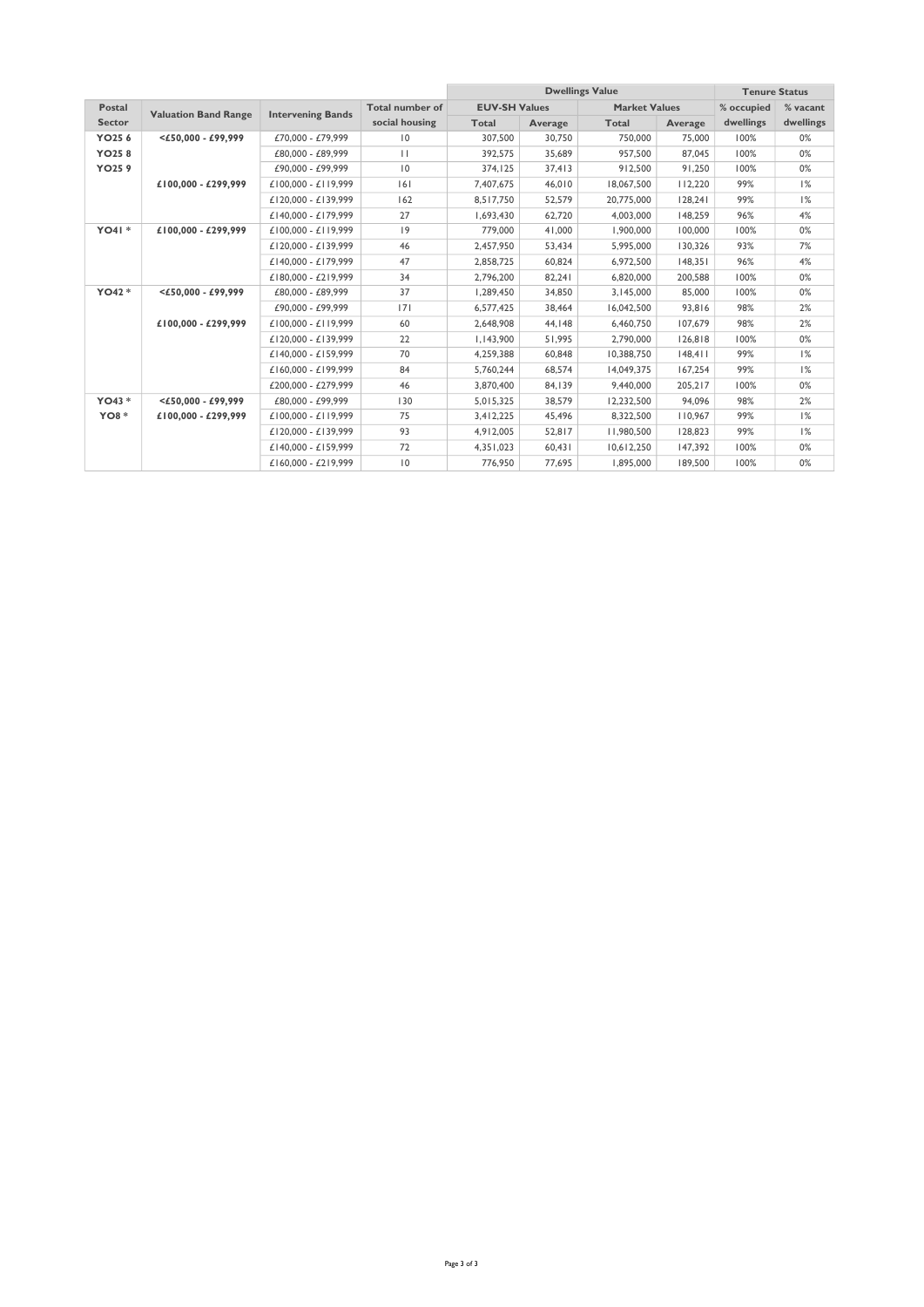| Postal Sector | Valuation Band Range | Intervening Bands | Total number of social housing | Dwellings Value | | | | Tenure Status | |
|---|---|---|---|---|---|---|---|---|---|
| | | | | EUV-SH Values | | Market Values | | % occupied dwellings | % vacant dwellings |
| | | | | Total | Average | Total | Average | | |
| YO25 6 | <£50,000 - £99,999 | £70,000 - £79,999 | 10 | 307,500 | 30,750 | 750,000 | 75,000 | 100% | 0% |
| YO25 8 | | £80,000 - £89,999 | 11 | 392,575 | 35,689 | 957,500 | 87,045 | 100% | 0% |
| YO25 9 | | £90,000 - £99,999 | 10 | 374,125 | 37,413 | 912,500 | 91,250 | 100% | 0% |
| | £100,000 - £299,999 | £100,000 - £119,999 | 161 | 7,407,675 | 46,010 | 18,067,500 | 112,220 | 99% | 1% |
| | | £120,000 - £139,999 | 162 | 8,517,750 | 52,579 | 20,775,000 | 128,241 | 99% | 1% |
| | | £140,000 - £179,999 | 27 | 1,693,430 | 62,720 | 4,003,000 | 148,259 | 96% | 4% |
| YO41 * | £100,000 - £299,999 | £100,000 - £119,999 | 19 | 779,000 | 41,000 | 1,900,000 | 100,000 | 100% | 0% |
| | | £120,000 - £139,999 | 46 | 2,457,950 | 53,434 | 5,995,000 | 130,326 | 93% | 7% |
| | | £140,000 - £179,999 | 47 | 2,858,725 | 60,824 | 6,972,500 | 148,351 | 96% | 4% |
| | | £180,000 - £219,999 | 34 | 2,796,200 | 82,241 | 6,820,000 | 200,588 | 100% | 0% |
| YO42 * | <£50,000 - £99,999 | £80,000 - £89,999 | 37 | 1,289,450 | 34,850 | 3,145,000 | 85,000 | 100% | 0% |
| | | £90,000 - £99,999 | 171 | 6,577,425 | 38,464 | 16,042,500 | 93,816 | 98% | 2% |
| | £100,000 - £299,999 | £100,000 - £119,999 | 60 | 2,648,908 | 44,148 | 6,460,750 | 107,679 | 98% | 2% |
| | | £120,000 - £139,999 | 22 | 1,143,900 | 51,995 | 2,790,000 | 126,818 | 100% | 0% |
| | | £140,000 - £159,999 | 70 | 4,259,388 | 60,848 | 10,388,750 | 148,411 | 99% | 1% |
| | | £160,000 - £199,999 | 84 | 5,760,244 | 68,574 | 14,049,375 | 167,254 | 99% | 1% |
| | | £200,000 - £279,999 | 46 | 3,870,400 | 84,139 | 9,440,000 | 205,217 | 100% | 0% |
| YO43 * | <£50,000 - £99,999 | £80,000 - £99,999 | 130 | 5,015,325 | 38,579 | 12,232,500 | 94,096 | 98% | 2% |
| YO8 * | £100,000 - £299,999 | £100,000 - £119,999 | 75 | 3,412,225 | 45,496 | 8,322,500 | 110,967 | 99% | 1% |
| | | £120,000 - £139,999 | 93 | 4,912,005 | 52,817 | 11,980,500 | 128,823 | 99% | 1% |
| | | £140,000 - £159,999 | 72 | 4,351,023 | 60,431 | 10,612,250 | 147,392 | 100% | 0% |
| | | £160,000 - £219,999 | 10 | 776,950 | 77,695 | 1,895,000 | 189,500 | 100% | 0% |